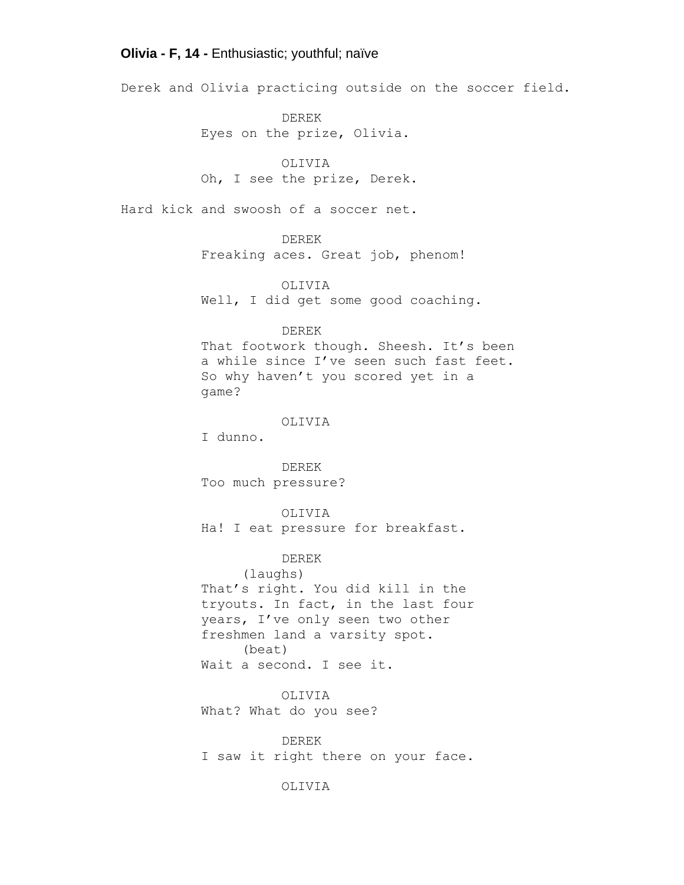**Olivia - F, 14 -** Enthusiastic; youthful; naïve

Derek and Olivia practicing outside on the soccer field.

DEREK
Eyes on the prize, Olivia.

OLIVIA
Oh, I see the prize, Derek.

Hard kick and swoosh of a soccer net.

DEREK
Freaking aces. Great job, phenom!

OLIVIA
Well, I did get some good coaching.

DEREK
That footwork though. Sheesh. It's been a while since I've seen such fast feet. So why haven't you scored yet in a game?

OLIVIA
I dunno.

DEREK
Too much pressure?

OLIVIA
Ha! I eat pressure for breakfast.

DEREK
(laughs)
That's right. You did kill in the tryouts. In fact, in the last four years, I've only seen two other freshmen land a varsity spot.
(beat)
Wait a second. I see it.

OLIVIA
What? What do you see?

DEREK
I saw it right there on your face.

OLIVIA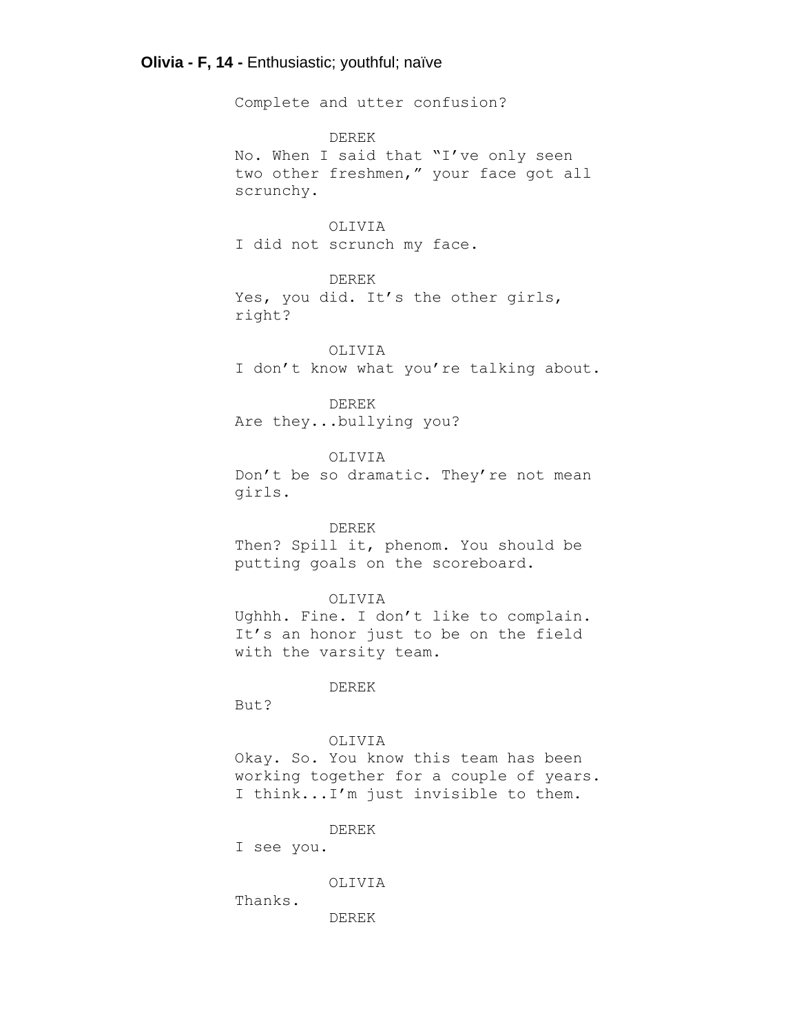**Olivia - F, 14 -** Enthusiastic; youthful; naïve

Complete and utter confusion?

DEREK
No. When I said that "I've only seen two other freshmen," your face got all scrunchy.

OLIVIA
I did not scrunch my face.

DEREK
Yes, you did. It's the other girls, right?

OLIVIA
I don't know what you're talking about.

DEREK
Are they...bullying you?

OLIVIA
Don't be so dramatic. They're not mean girls.

DEREK
Then? Spill it, phenom. You should be putting goals on the scoreboard.

OLIVIA
Ughhh. Fine. I don't like to complain. It's an honor just to be on the field with the varsity team.

DEREK
But?

OLIVIA
Okay. So. You know this team has been working together for a couple of years. I think...I'm just invisible to them.

DEREK
I see you.

OLIVIA
Thanks.

DEREK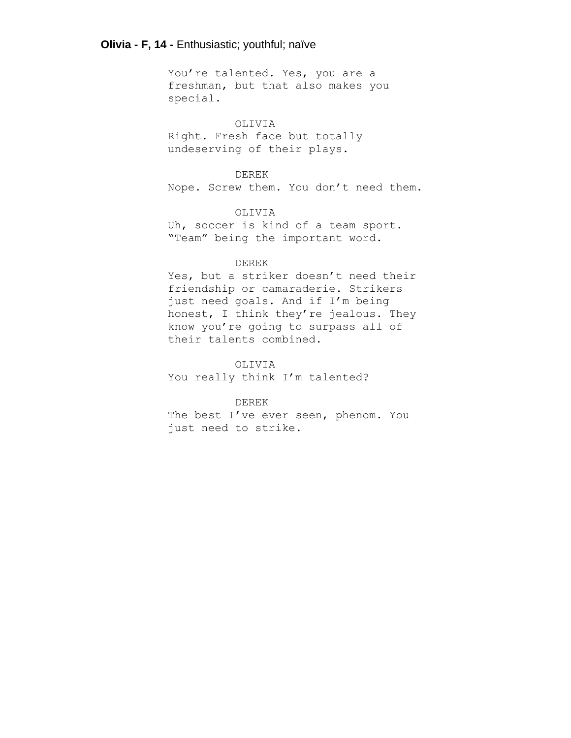**Olivia - F, 14 -** Enthusiastic; youthful; naïve

You're talented. Yes, you are a freshman, but that also makes you special.

OLIVIA
Right. Fresh face but totally undeserving of their plays.

DEREK
Nope. Screw them. You don't need them.

OLIVIA
Uh, soccer is kind of a team sport. "Team" being the important word.

DEREK
Yes, but a striker doesn't need their friendship or camaraderie. Strikers just need goals. And if I'm being honest, I think they're jealous. They know you're going to surpass all of their talents combined.

OLIVIA
You really think I'm talented?

DEREK
The best I've ever seen, phenom. You just need to strike.